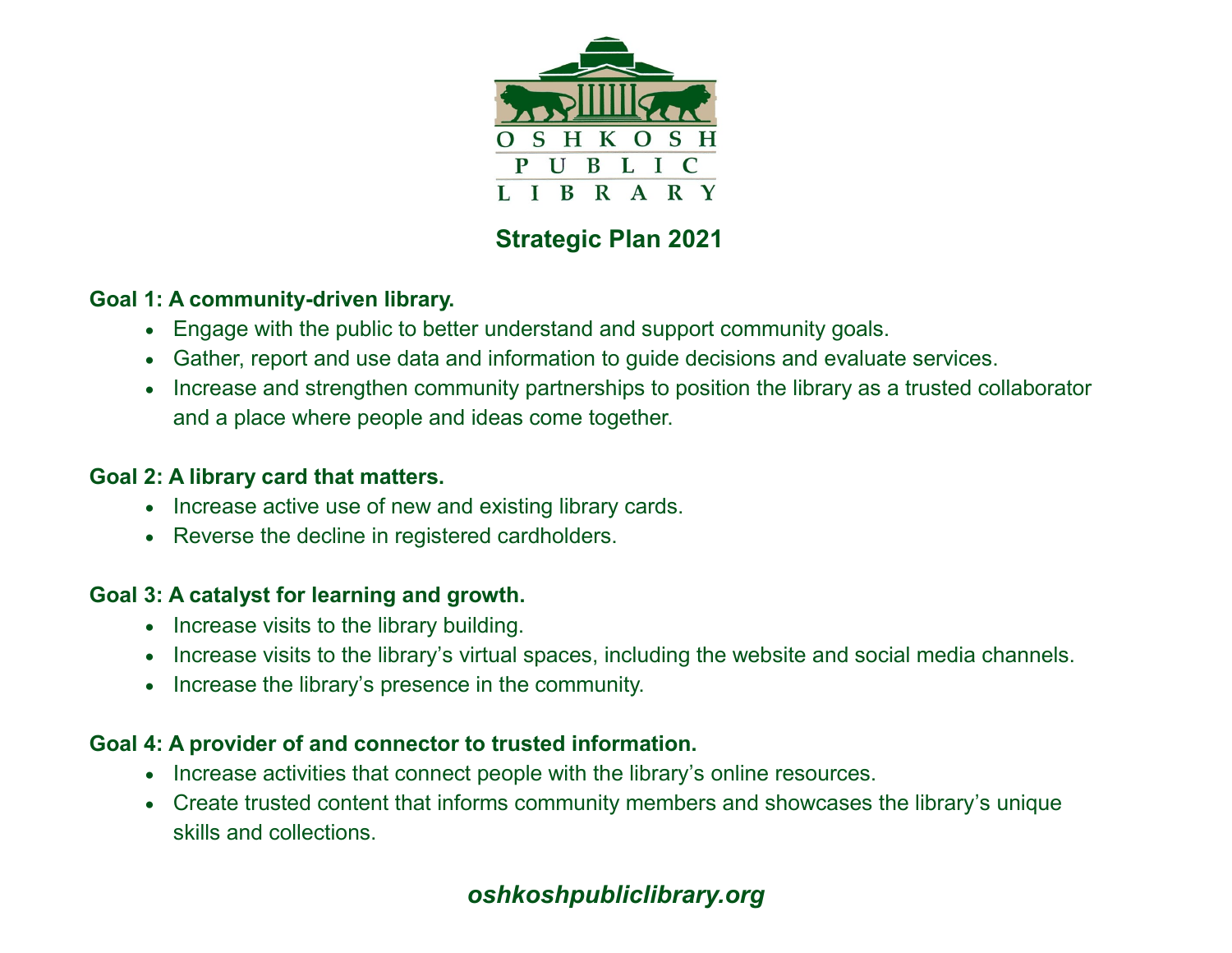OSHKOSH PUBLIC LIBRARY

# Strategic Plan 2021

## Goal 1: A community-driven library.

- Engage with the public to better understand and support community goals.
- Gather, report and use data and information to guide decisions and evaluate services.
- Increase and strengthen community partnerships to position the library as a trusted collaborator and a place where people and ideas come together.

## Goal 2: A library card that matters.

- Increase active use of new and existing library cards.
- Reverse the decline in registered cardholders.

## Goal 3: A catalyst for learning and growth.

- Increase visits to the library building.
- Increase visits to the library's virtual spaces, including the website and social media channels.
- Increase the library's presence in the community.

## Goal 4: A provider of and connector to trusted information.

- Increase activities that connect people with the library's online resources.
- Create trusted content that informs community members and showcases the library's unique skills and collections.

***oshkoshpubliclibrary.org***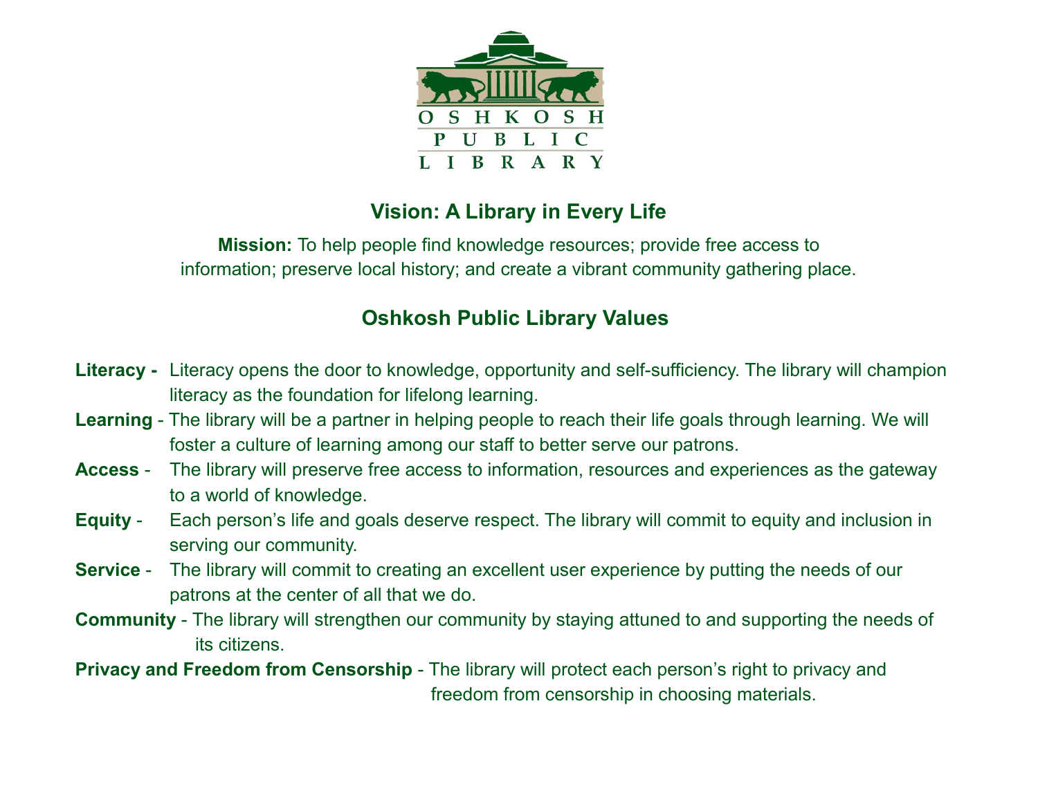OSHKOSH PUBLIC LIBRARY

## Vision: A Library in Every Life

**Mission:** To help people find knowledge resources; provide free access to information; preserve local history; and create a vibrant community gathering place.

## Oshkosh Public Library Values

**Literacy -** Literacy opens the door to knowledge, opportunity and self-sufficiency. The library will champion literacy as the foundation for lifelong learning.

**Learning** - The library will be a partner in helping people to reach their life goals through learning. We will foster a culture of learning among our staff to better serve our patrons.

**Access** - The library will preserve free access to information, resources and experiences as the gateway to a world of knowledge.

**Equity** - Each person's life and goals deserve respect. The library will commit to equity and inclusion in serving our community.

**Service** - The library will commit to creating an excellent user experience by putting the needs of our patrons at the center of all that we do.

**Community** - The library will strengthen our community by staying attuned to and supporting the needs of its citizens.

**Privacy and Freedom from Censorship** - The library will protect each person's right to privacy and freedom from censorship in choosing materials.